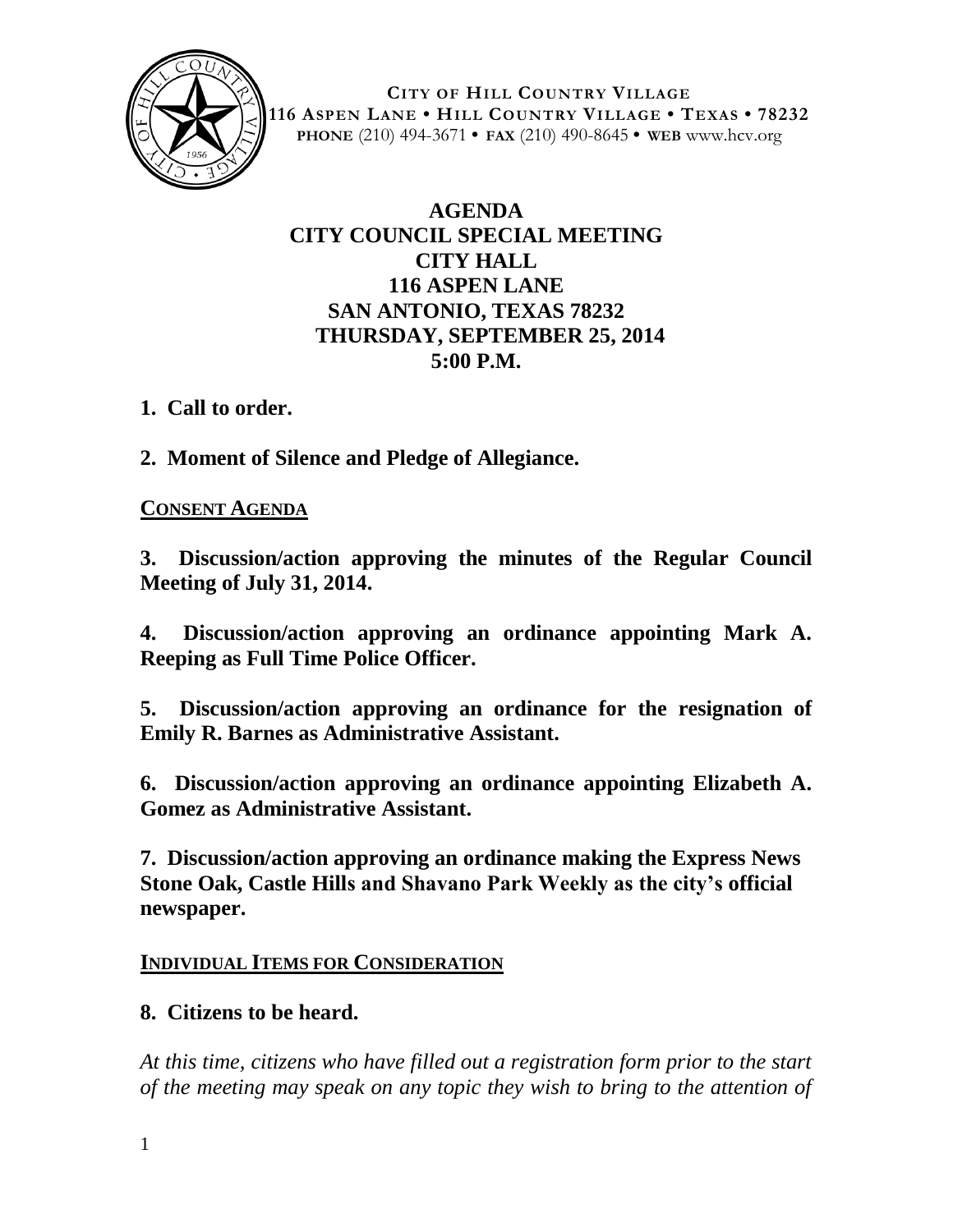**CITY OF HILL COUNTRY VILLAGE**
**116 ASPEN LANE • HILL COUNTRY VILLAGE • TEXAS • 78232**
**PHONE** (210) 494-3671 • **FAX** (210) 490-8645 • **WEB** www.hcv.org

# AGENDA
## CITY COUNCIL SPECIAL MEETING
## CITY HALL
## 116 ASPEN LANE
## SAN ANTONIO, TEXAS 78232
## THURSDAY, SEPTEMBER 25, 2014
## 5:00 P.M.

**1. Call to order.**

**2. Moment of Silence and Pledge of Allegiance.**

**CONSENT AGENDA**

**3. Discussion/action approving the minutes of the Regular Council Meeting of July 31, 2014.**

**4. Discussion/action approving an ordinance appointing Mark A. Reeping as Full Time Police Officer.**

**5. Discussion/action approving an ordinance for the resignation of Emily R. Barnes as Administrative Assistant.**

**6. Discussion/action approving an ordinance appointing Elizabeth A. Gomez as Administrative Assistant.**

**7. Discussion/action approving an ordinance making the Express News Stone Oak, Castle Hills and Shavano Park Weekly as the city's official newspaper.**

**INDIVIDUAL ITEMS FOR CONSIDERATION**

**8. Citizens to be heard.**

*At this time, citizens who have filled out a registration form prior to the start of the meeting may speak on any topic they wish to bring to the attention of*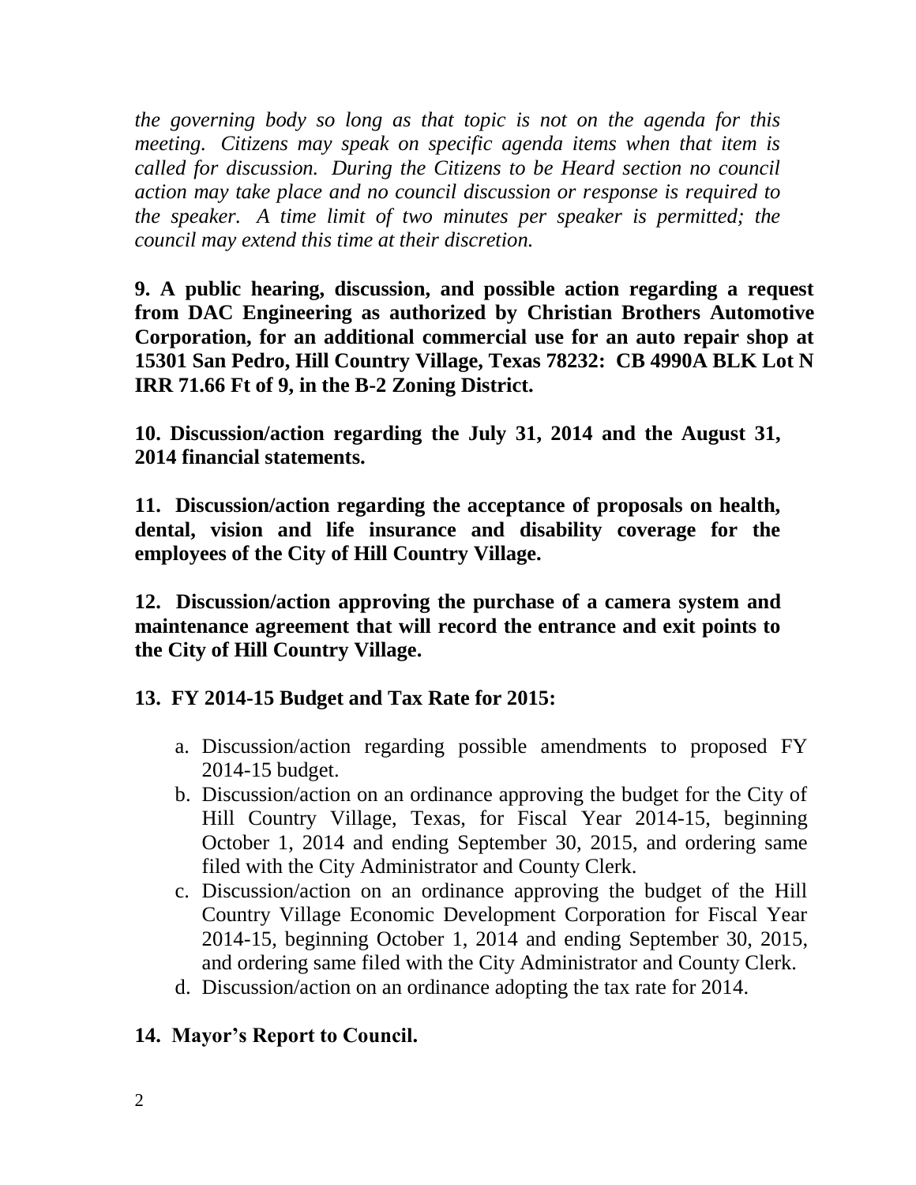*the governing body so long as that topic is not on the agenda for this meeting. Citizens may speak on specific agenda items when that item is called for discussion. During the Citizens to be Heard section no council action may take place and no council discussion or response is required to the speaker. A time limit of two minutes per speaker is permitted; the council may extend this time at their discretion.*

**9. A public hearing, discussion, and possible action regarding a request from DAC Engineering as authorized by Christian Brothers Automotive Corporation, for an additional commercial use for an auto repair shop at 15301 San Pedro, Hill Country Village, Texas 78232: CB 4990A BLK Lot N IRR 71.66 Ft of 9, in the B-2 Zoning District.**

**10. Discussion/action regarding the July 31, 2014 and the August 31, 2014 financial statements.**

**11. Discussion/action regarding the acceptance of proposals on health, dental, vision and life insurance and disability coverage for the employees of the City of Hill Country Village.**

**12. Discussion/action approving the purchase of a camera system and maintenance agreement that will record the entrance and exit points to the City of Hill Country Village.**

**13. FY 2014-15 Budget and Tax Rate for 2015:**

a. Discussion/action regarding possible amendments to proposed FY 2014-15 budget.
b. Discussion/action on an ordinance approving the budget for the City of Hill Country Village, Texas, for Fiscal Year 2014-15, beginning October 1, 2014 and ending September 30, 2015, and ordering same filed with the City Administrator and County Clerk.
c. Discussion/action on an ordinance approving the budget of the Hill Country Village Economic Development Corporation for Fiscal Year 2014-15, beginning October 1, 2014 and ending September 30, 2015, and ordering same filed with the City Administrator and County Clerk.
d. Discussion/action on an ordinance adopting the tax rate for 2014.

**14. Mayor's Report to Council.**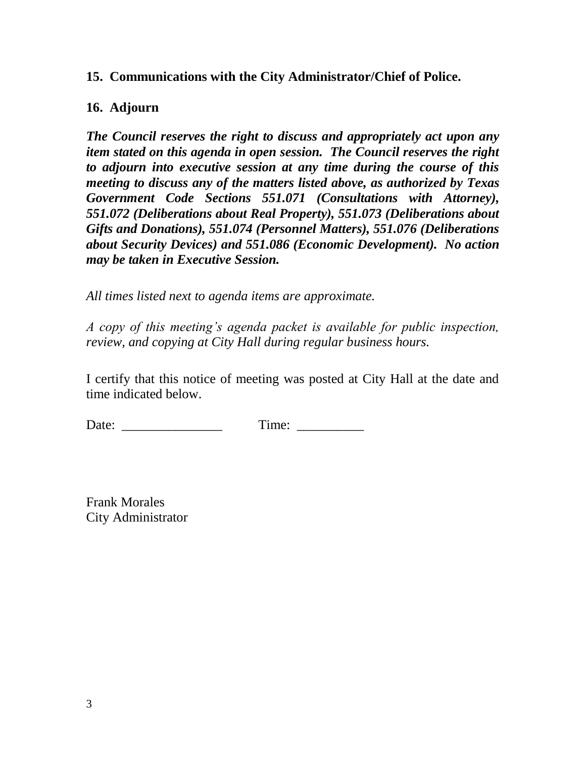**15. Communications with the City Administrator/Chief of Police.**

**16. Adjourn**

***The Council reserves the right to discuss and appropriately act upon any item stated on this agenda in open session. The Council reserves the right to adjourn into executive session at any time during the course of this meeting to discuss any of the matters listed above, as authorized by Texas Government Code Sections 551.071 (Consultations with Attorney), 551.072 (Deliberations about Real Property), 551.073 (Deliberations about Gifts and Donations), 551.074 (Personnel Matters), 551.076 (Deliberations about Security Devices) and 551.086 (Economic Development). No action may be taken in Executive Session.***

*All times listed next to agenda items are approximate.*

*A copy of this meeting's agenda packet is available for public inspection, review, and copying at City Hall during regular business hours.*

I certify that this notice of meeting was posted at City Hall at the date and time indicated below.

Date: _______________ Time: __________

Frank Morales
City Administrator